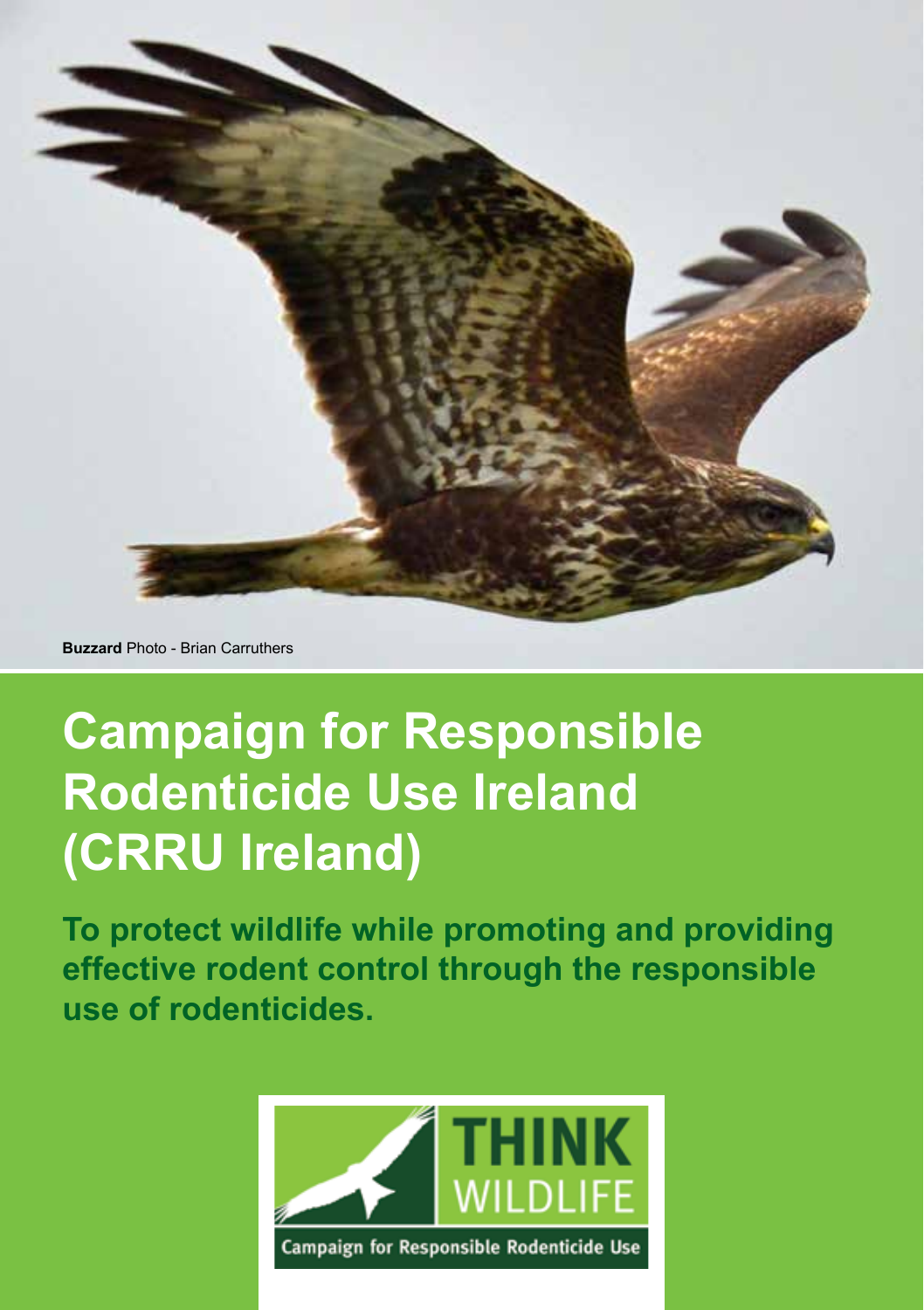**Buzzard** Photo - Brian Carruthers

# Campaign for Responsible Rodenticide Use Ireland (CRRU Ireland)

**To protect wildlife while promoting and providing effective rodent control through the responsible use of rodenticides.**

THINK WILDLIFE

Campaign for Responsible Rodenticide Use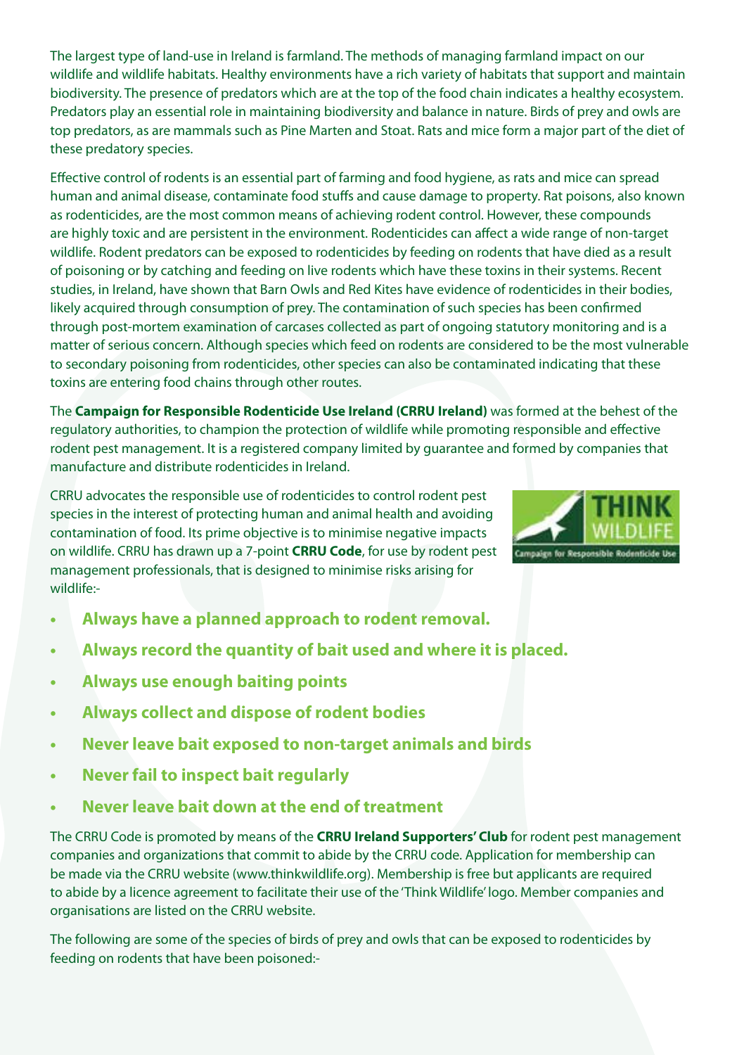The largest type of land-use in Ireland is farmland. The methods of managing farmland impact on our wildlife and wildlife habitats. Healthy environments have a rich variety of habitats that support and maintain biodiversity. The presence of predators which are at the top of the food chain indicates a healthy ecosystem. Predators play an essential role in maintaining biodiversity and balance in nature. Birds of prey and owls are top predators, as are mammals such as Pine Marten and Stoat. Rats and mice form a major part of the diet of these predatory species.

Effective control of rodents is an essential part of farming and food hygiene, as rats and mice can spread human and animal disease, contaminate food stuffs and cause damage to property. Rat poisons, also known as rodenticides, are the most common means of achieving rodent control. However, these compounds are highly toxic and are persistent in the environment. Rodenticides can affect a wide range of non-target wildlife. Rodent predators can be exposed to rodenticides by feeding on rodents that have died as a result of poisoning or by catching and feeding on live rodents which have these toxins in their systems. Recent studies, in Ireland, have shown that Barn Owls and Red Kites have evidence of rodenticides in their bodies, likely acquired through consumption of prey. The contamination of such species has been confirmed through post-mortem examination of carcases collected as part of ongoing statutory monitoring and is a matter of serious concern. Although species which feed on rodents are considered to be the most vulnerable to secondary poisoning from rodenticides, other species can also be contaminated indicating that these toxins are entering food chains through other routes.

The **Campaign for Responsible Rodenticide Use Ireland (CRRU Ireland)** was formed at the behest of the regulatory authorities, to champion the protection of wildlife while promoting responsible and effective rodent pest management. It is a registered company limited by guarantee and formed by companies that manufacture and distribute rodenticides in Ireland.

CRRU advocates the responsible use of rodenticides to control rodent pest species in the interest of protecting human and animal health and avoiding contamination of food. Its prime objective is to minimise negative impacts on wildlife. CRRU has drawn up a 7-point **CRRU Code**, for use by rodent pest management professionals, that is designed to minimise risks arising for wildlife:-

THINK WILDLIFE
Campaign for Responsible Rodenticide Use

- **Always have a planned approach to rodent removal.**
- **Always record the quantity of bait used and where it is placed.**
- **Always use enough baiting points**
- **Always collect and dispose of rodent bodies**
- **Never leave bait exposed to non-target animals and birds**
- **Never fail to inspect bait regularly**
- **Never leave bait down at the end of treatment**

The CRRU Code is promoted by means of the **CRRU Ireland Supporters' Club** for rodent pest management companies and organizations that commit to abide by the CRRU code. Application for membership can be made via the CRRU website (www.thinkwildlife.org). Membership is free but applicants are required to abide by a licence agreement to facilitate their use of the 'Think Wildlife' logo. Member companies and organisations are listed on the CRRU website.

The following are some of the species of birds of prey and owls that can be exposed to rodenticides by feeding on rodents that have been poisoned:-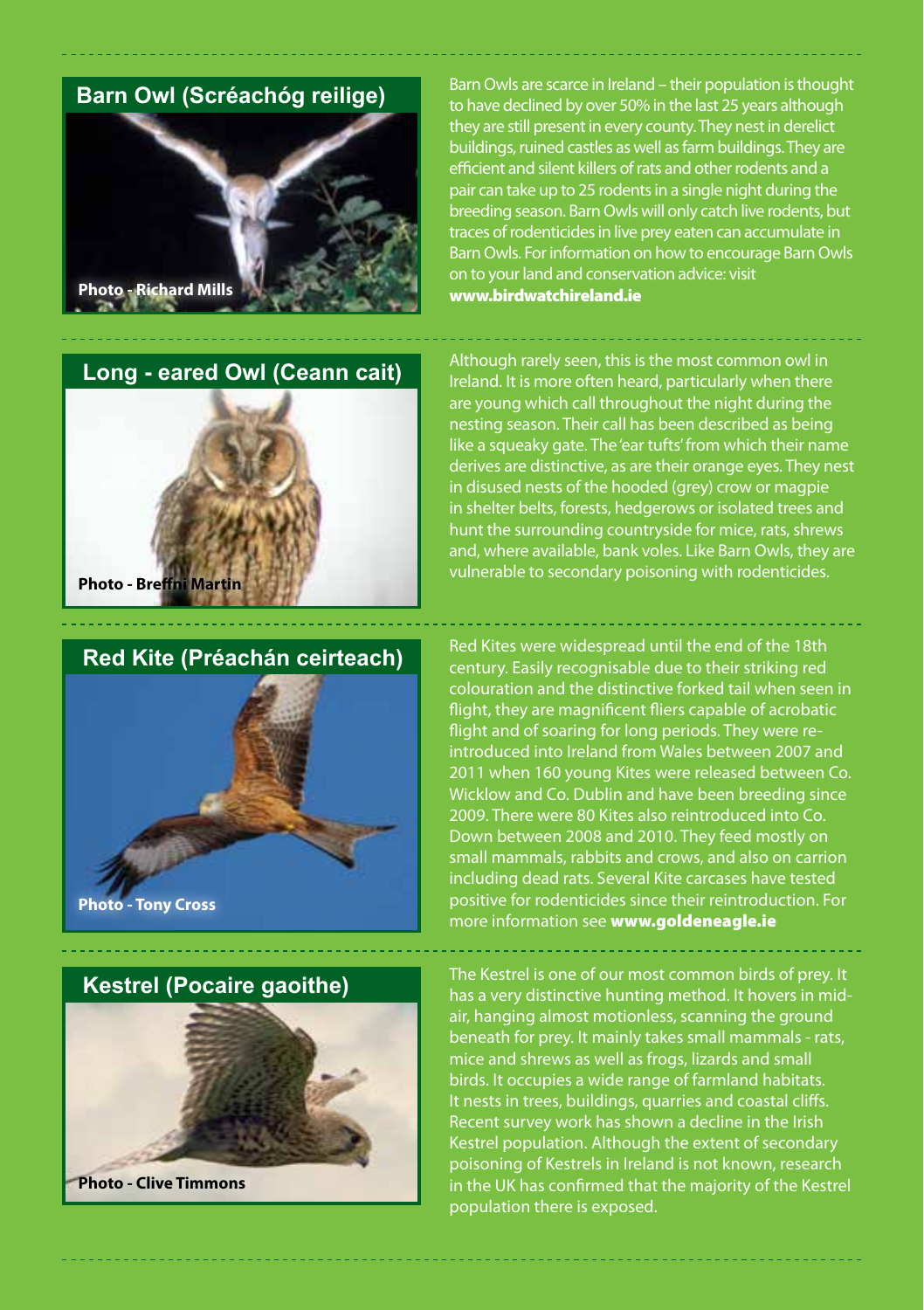## Barn Owl (Scréachóg reilige)

Photo - Richard Mills

Barn Owls are scarce in Ireland – their population is thought to have declined by over 50% in the last 25 years although they are still present in every county. They nest in derelict buildings, ruined castles as well as farm buildings. They are efficient and silent killers of rats and other rodents and a pair can take up to 25 rodents in a single night during the breeding season. Barn Owls will only catch live rodents, but traces of rodenticides in live prey eaten can accumulate in Barn Owls. For information on how to encourage Barn Owls on to your land and conservation advice: visit **www.birdwatchireland.ie**

## Long - eared Owl (Ceann cait)

Photo - Breffni Martin

Although rarely seen, this is the most common owl in Ireland. It is more often heard, particularly when there are young which call throughout the night during the nesting season. Their call has been described as being like a squeaky gate. The 'ear tufts' from which their name derives are distinctive, as are their orange eyes. They nest in disused nests of the hooded (grey) crow or magpie in shelter belts, forests, hedgerows or isolated trees and hunt the surrounding countryside for mice, rats, shrews and, where available, bank voles. Like Barn Owls, they are vulnerable to secondary poisoning with rodenticides.

## Red Kite (Préachán ceirteach)

Photo - Tony Cross

Red Kites were widespread until the end of the 18th century. Easily recognisable due to their striking red colouration and the distinctive forked tail when seen in flight, they are magnificent fliers capable of acrobatic flight and of soaring for long periods. They were re-introduced into Ireland from Wales between 2007 and 2011 when 160 young Kites were released between Co. Wicklow and Co. Dublin and have been breeding since 2009. There were 80 Kites also reintroduced into Co. Down between 2008 and 2010. They feed mostly on small mammals, rabbits and crows, and also on carrion including dead rats. Several Kite carcases have tested positive for rodenticides since their reintroduction. For more information see **www.goldeneagle.ie**

## Kestrel (Pocaire gaoithe)

Photo - Clive Timmons

The Kestrel is one of our most common birds of prey. It has a very distinctive hunting method. It hovers in mid-air, hanging almost motionless, scanning the ground beneath for prey. It mainly takes small mammals - rats, mice and shrews as well as frogs, lizards and small birds. It occupies a wide range of farmland habitats. It nests in trees, buildings, quarries and coastal cliffs. Recent survey work has shown a decline in the Irish Kestrel population. Although the extent of secondary poisoning of Kestrels in Ireland is not known, research in the UK has confirmed that the majority of the Kestrel population there is exposed.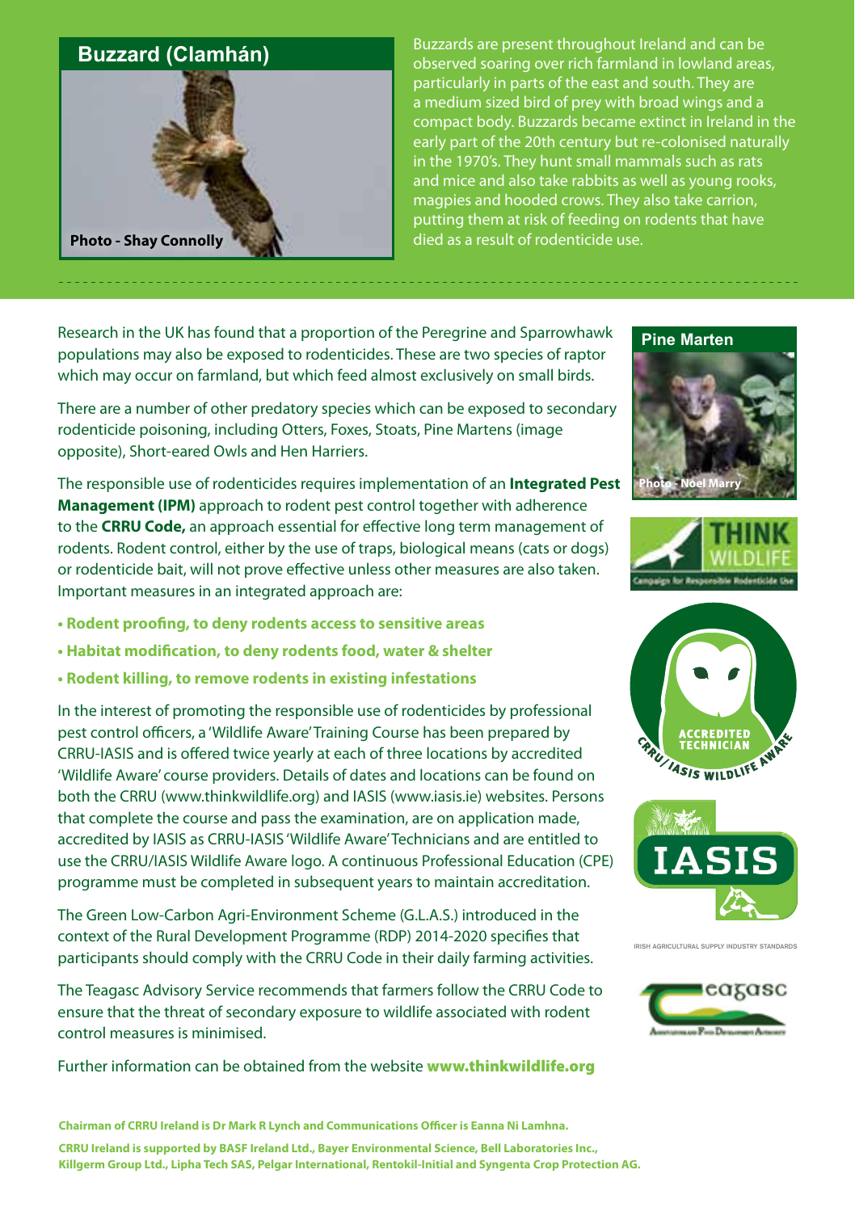## Buzzard (Clamhán)

Photo - Shay Connolly

Buzzards are present throughout Ireland and can be observed soaring over rich farmland in lowland areas, particularly in parts of the east and south. They are a medium sized bird of prey with broad wings and a compact body. Buzzards became extinct in Ireland in the early part of the 20th century but re-colonised naturally in the 1970's. They hunt small mammals such as rats and mice and also take rabbits as well as young rooks, magpies and hooded crows. They also take carrion, putting them at risk of feeding on rodents that have died as a result of rodenticide use.

Research in the UK has found that a proportion of the Peregrine and Sparrowhawk populations may also be exposed to rodenticides. These are two species of raptor which may occur on farmland, but which feed almost exclusively on small birds.

There are a number of other predatory species which can be exposed to secondary rodenticide poisoning, including Otters, Foxes, Stoats, Pine Martens (image opposite), Short-eared Owls and Hen Harriers.

**Pine Marten**

Photo - Noel Marry

The responsible use of rodenticides requires implementation of an **Integrated Pest Management (IPM)** approach to rodent pest control together with adherence to the **CRRU Code,** an approach essential for effective long term management of rodents. Rodent control, either by the use of traps, biological means (cats or dogs) or rodenticide bait, will not prove effective unless other measures are also taken. Important measures in an integrated approach are:

- **Rodent proofing, to deny rodents access to sensitive areas**
- **Habitat modification, to deny rodents food, water & shelter**
- **Rodent killing, to remove rodents in existing infestations**

In the interest of promoting the responsible use of rodenticides by professional pest control officers, a 'Wildlife Aware' Training Course has been prepared by CRRU-IASIS and is offered twice yearly at each of three locations by accredited 'Wildlife Aware' course providers. Details of dates and locations can be found on both the CRRU (www.thinkwildlife.org) and IASIS (www.iasis.ie) websites. Persons that complete the course and pass the examination, are on application made, accredited by IASIS as CRRU-IASIS 'Wildlife Aware' Technicians and are entitled to use the CRRU/IASIS Wildlife Aware logo. A continuous Professional Education (CPE) programme must be completed in subsequent years to maintain accreditation.

The Green Low-Carbon Agri-Environment Scheme (G.L.A.S.) introduced in the context of the Rural Development Programme (RDP) 2014-2020 specifies that participants should comply with the CRRU Code in their daily farming activities.

The Teagasc Advisory Service recommends that farmers follow the CRRU Code to ensure that the threat of secondary exposure to wildlife associated with rodent control measures is minimised.

Further information can be obtained from the website **www.thinkwildlife.org**

THINK WILDLIFE
Campaign for Responsible Rodenticide Use

ACCREDITED TECHNICIAN
CRRU/IASIS WILDLIFE AWARE

IASIS
IRISH AGRICULTURAL SUPPLY INDUSTRY STANDARDS

Teagasc
Agriculture and Food Development Authority

**Chairman of CRRU Ireland is Dr Mark R Lynch and Communications Officer is Eanna Ni Lamhna.**

**CRRU Ireland is supported by BASF Ireland Ltd., Bayer Environmental Science, Bell Laboratories Inc., Killgerm Group Ltd., Lipha Tech SAS, Pelgar International, Rentokil-Initial and Syngenta Crop Protection AG.**